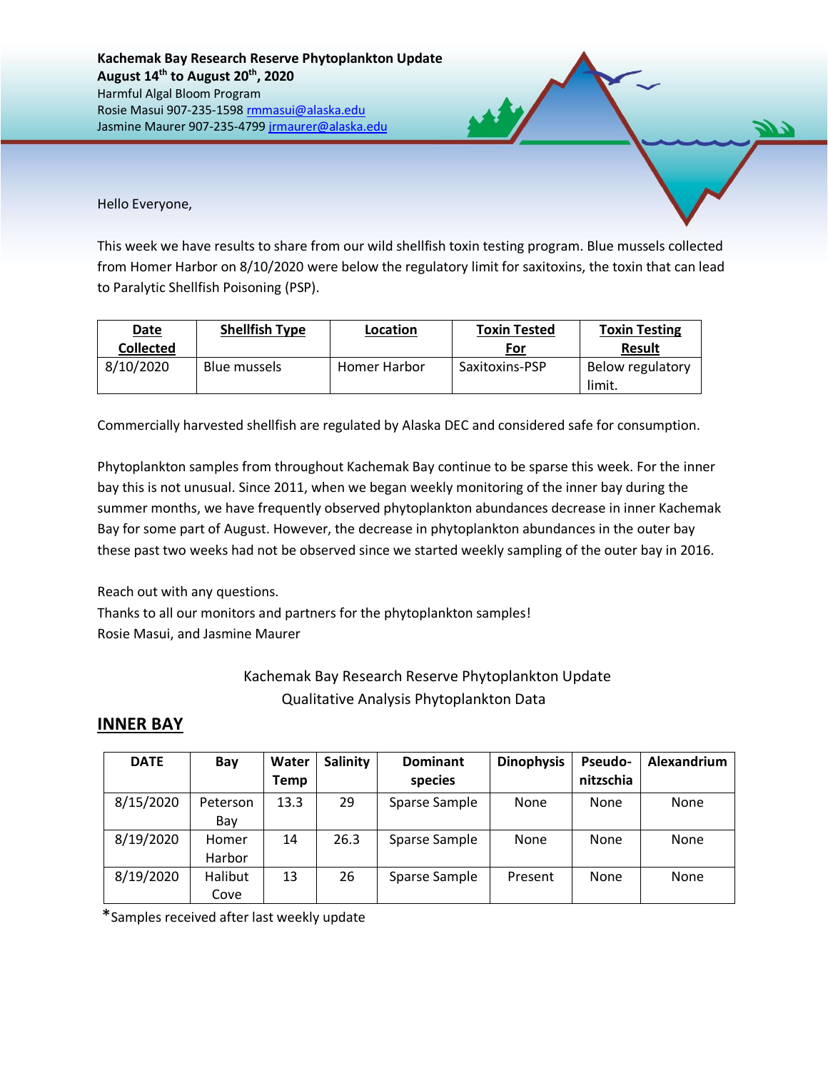**Kachemak Bay Research Reserve Phytoplankton Update**
**August 14th to August 20th, 2020**
Harmful Algal Bloom Program
Rosie Masui 907-235-1598 rmmasui@alaska.edu
Jasmine Maurer 907-235-4799 jrmaurer@alaska.edu

Hello Everyone,

This week we have results to share from our wild shellfish toxin testing program. Blue mussels collected from Homer Harbor on 8/10/2020 were below the regulatory limit for saxitoxins, the toxin that can lead to Paralytic Shellfish Poisoning (PSP).

| Date Collected | Shellfish Type | Location | Toxin Tested For | Toxin Testing Result |
|---|---|---|---|---|
| 8/10/2020 | Blue mussels | Homer Harbor | Saxitoxins-PSP | Below regulatory limit. |

Commercially harvested shellfish are regulated by Alaska DEC and considered safe for consumption.

Phytoplankton samples from throughout Kachemak Bay continue to be sparse this week. For the inner bay this is not unusual. Since 2011, when we began weekly monitoring of the inner bay during the summer months, we have frequently observed phytoplankton abundances decrease in inner Kachemak Bay for some part of August. However, the decrease in phytoplankton abundances in the outer bay these past two weeks had not be observed since we started weekly sampling of the outer bay in 2016.

Reach out with any questions.
Thanks to all our monitors and partners for the phytoplankton samples!
Rosie Masui, and Jasmine Maurer

Kachemak Bay Research Reserve Phytoplankton Update
Qualitative Analysis Phytoplankton Data

## INNER BAY

| DATE | Bay | Water Temp | Salinity | Dominant species | Dinophysis | Pseudo-nitzschia | Alexandrium |
|---|---|---|---|---|---|---|---|
| 8/15/2020 | Peterson Bay | 13.3 | 29 | Sparse Sample | None | None | None |
| 8/19/2020 | Homer Harbor | 14 | 26.3 | Sparse Sample | None | None | None |
| 8/19/2020 | Halibut Cove | 13 | 26 | Sparse Sample | Present | None | None |

*Samples received after last weekly update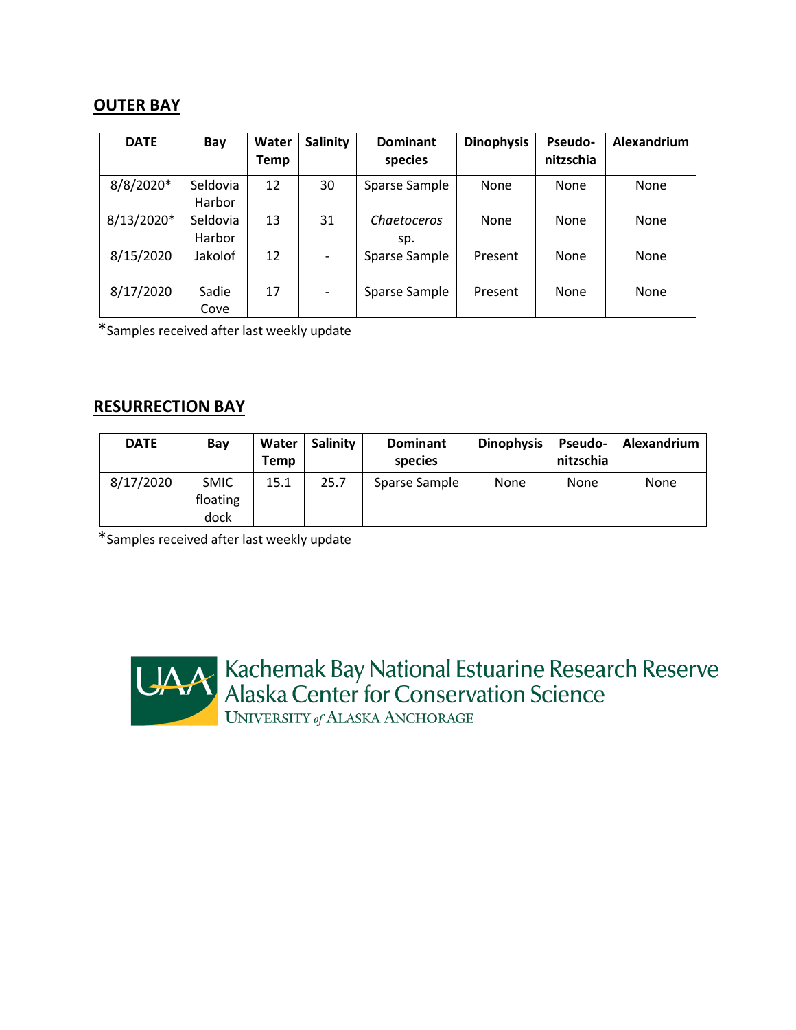## OUTER BAY

| DATE | Bay | Water Temp | Salinity | Dominant species | Dinophysis | Pseudo-nitzschia | Alexandrium |
|---|---|---|---|---|---|---|---|
| 8/8/2020* | Seldovia Harbor | 12 | 30 | Sparse Sample | None | None | None |
| 8/13/2020* | Seldovia Harbor | 13 | 31 | *Chaetoceros* sp. | None | None | None |
| 8/15/2020 | Jakolof | 12 | - | Sparse Sample | Present | None | None |
| 8/17/2020 | Sadie Cove | 17 | - | Sparse Sample | Present | None | None |

*Samples received after last weekly update

## RESURRECTION BAY

| DATE | Bay | Water Temp | Salinity | Dominant species | Dinophysis | Pseudo-nitzschia | Alexandrium |
|---|---|---|---|---|---|---|---|
| 8/17/2020 | SMIC floating dock | 15.1 | 25.7 | Sparse Sample | None | None | None |

*Samples received after last weekly update

UAA Kachemak Bay National Estuarine Research Reserve
Alaska Center for Conservation Science
University of Alaska Anchorage